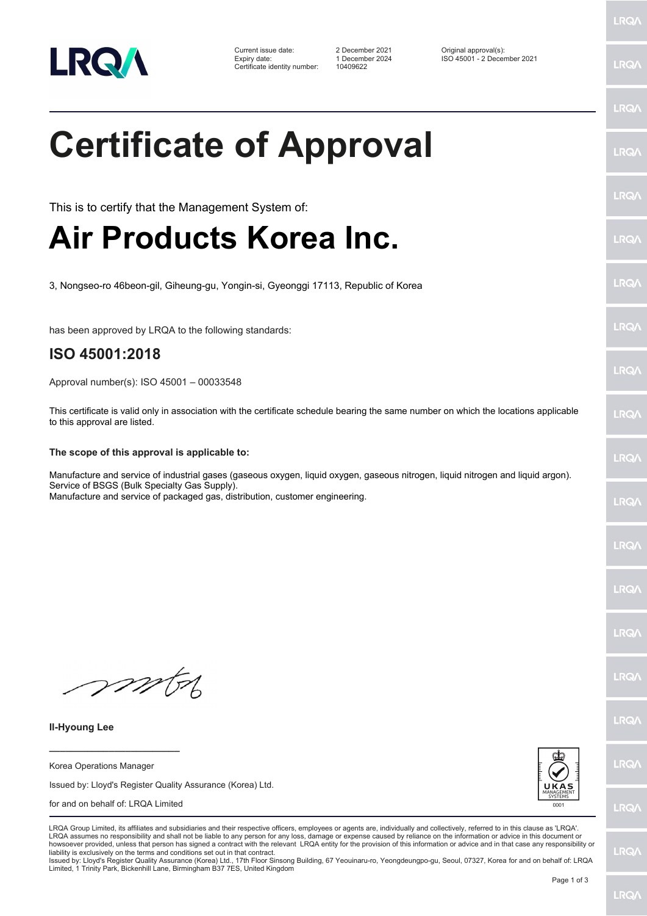Current issue date: 2 December 2021
Expiry date: 1 December 2024
Certificate identity number: 10409622

Original approval(s):
ISO 45001 - 2 December 2021

# Certificate of Approval

This is to certify that the Management System of:

# Air Products Korea Inc.

3, Nongseo-ro 46beon-gil, Giheung-gu, Yongin-si, Gyeonggi 17113, Republic of Korea

has been approved by LRQA to the following standards:

## ISO 45001:2018

Approval number(s): ISO 45001 – 00033548

This certificate is valid only in association with the certificate schedule bearing the same number on which the locations applicable to this approval are listed.

**The scope of this approval is applicable to:**

Manufacture and service of industrial gases (gaseous oxygen, liquid oxygen, gaseous nitrogen, liquid nitrogen and liquid argon).
Service of BSGS (Bulk Specialty Gas Supply).
Manufacture and service of packaged gas, distribution, customer engineering.

**Il-Hyoung Lee**

Korea Operations Manager

Issued by: Lloyd's Register Quality Assurance (Korea) Ltd.

for and on behalf of: LRQA Limited

UKAS MANAGEMENT SYSTEMS 0001

LRQA Group Limited, its affiliates and subsidiaries and their respective officers, employees or agents are, individually and collectively, referred to in this clause as 'LRQA'. LRQA assumes no responsibility and shall not be liable to any person for any loss, damage or expense caused by reliance on the information or advice in this document or howsoever provided, unless that person has signed a contract with the relevant LRQA entity for the provision of this information or advice and in that case any responsibility or liability is exclusively on the terms and conditions set out in that contract.
Issued by: Lloyd's Register Quality Assurance (Korea) Ltd., 17th Floor Sinsong Building, 67 Yeouinaru-ro, Yeongdeungpo-gu, Seoul, 07327, Korea for and on behalf of: LRQA Limited, 1 Trinity Park, Bickenhill Lane, Birmingham B37 7ES, United Kingdom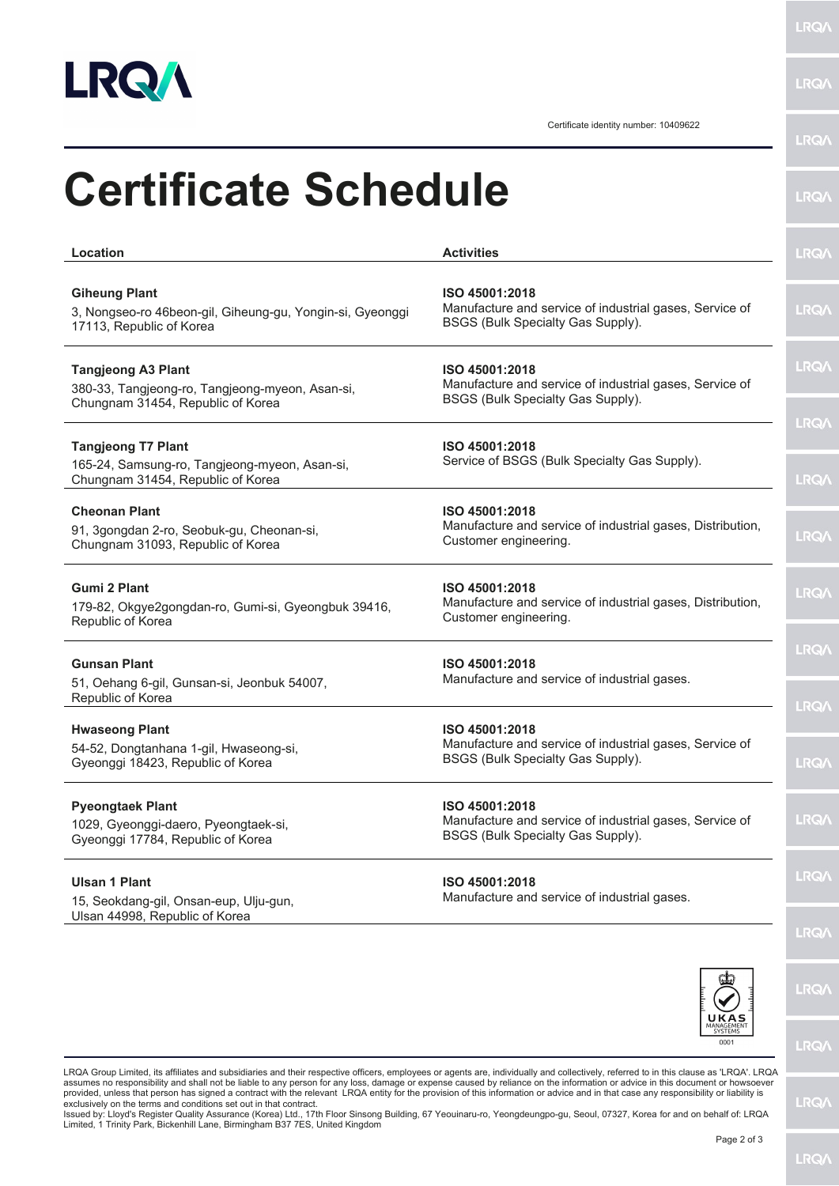Certificate identity number: 10409622

# Certificate Schedule

| Location | Activities |
|---|---|
| **Giheung Plant**<br>3, Nongseo-ro 46beon-gil, Giheung-gu, Yongin-si, Gyeonggi 17113, Republic of Korea | **ISO 45001:2018**<br>Manufacture and service of industrial gases, Service of BSGS (Bulk Specialty Gas Supply). |
| **Tangjeong A3 Plant**<br>380-33, Tangjeong-ro, Tangjeong-myeon, Asan-si, Chungnam 31454, Republic of Korea | **ISO 45001:2018**<br>Manufacture and service of industrial gases, Service of BSGS (Bulk Specialty Gas Supply). |
| **Tangjeong T7 Plant**<br>165-24, Samsung-ro, Tangjeong-myeon, Asan-si, Chungnam 31454, Republic of Korea | **ISO 45001:2018**<br>Service of BSGS (Bulk Specialty Gas Supply). |
| **Cheonan Plant**<br>91, 3gongdan 2-ro, Seobuk-gu, Cheonan-si, Chungnam 31093, Republic of Korea | **ISO 45001:2018**<br>Manufacture and service of industrial gases, Distribution, Customer engineering. |
| **Gumi 2 Plant**<br>179-82, Okgye2gongdan-ro, Gumi-si, Gyeongbuk 39416, Republic of Korea | **ISO 45001:2018**<br>Manufacture and service of industrial gases, Distribution, Customer engineering. |
| **Gunsan Plant**<br>51, Oehang 6-gil, Gunsan-si, Jeonbuk 54007, Republic of Korea | **ISO 45001:2018**<br>Manufacture and service of industrial gases. |
| **Hwaseong Plant**<br>54-52, Dongtanhana 1-gil, Hwaseong-si, Gyeonggi 18423, Republic of Korea | **ISO 45001:2018**<br>Manufacture and service of industrial gases, Service of BSGS (Bulk Specialty Gas Supply). |
| **Pyeongtaek Plant**<br>1029, Gyeonggi-daero, Pyeongtaek-si, Gyeonggi 17784, Republic of Korea | **ISO 45001:2018**<br>Manufacture and service of industrial gases, Service of BSGS (Bulk Specialty Gas Supply). |
| **Ulsan 1 Plant**<br>15, Seokdang-gil, Onsan-eup, Ulju-gun, Ulsan 44998, Republic of Korea | **ISO 45001:2018**<br>Manufacture and service of industrial gases. |

UKAS MANAGEMENT SYSTEMS 0001

LRQA Group Limited, its affiliates and subsidiaries and their respective officers, employees or agents are, individually and collectively, referred to in this clause as 'LRQA'. LRQA assumes no responsibility and shall not be liable to any person for any loss, damage or expense caused by reliance on the information or advice in this document or howsoever provided, unless that person has signed a contract with the relevant LRQA entity for the provision of this information or advice and in that case any responsibility or liability is exclusively on the terms and conditions set out in that contract.
Issued by: Lloyd's Register Quality Assurance (Korea) Ltd., 17th Floor Sinsong Building, 67 Yeouinaru-ro, Yeongdeungpo-gu, Seoul, 07327, Korea for and on behalf of: LRQA Limited, 1 Trinity Park, Bickenhill Lane, Birmingham B37 7ES, United Kingdom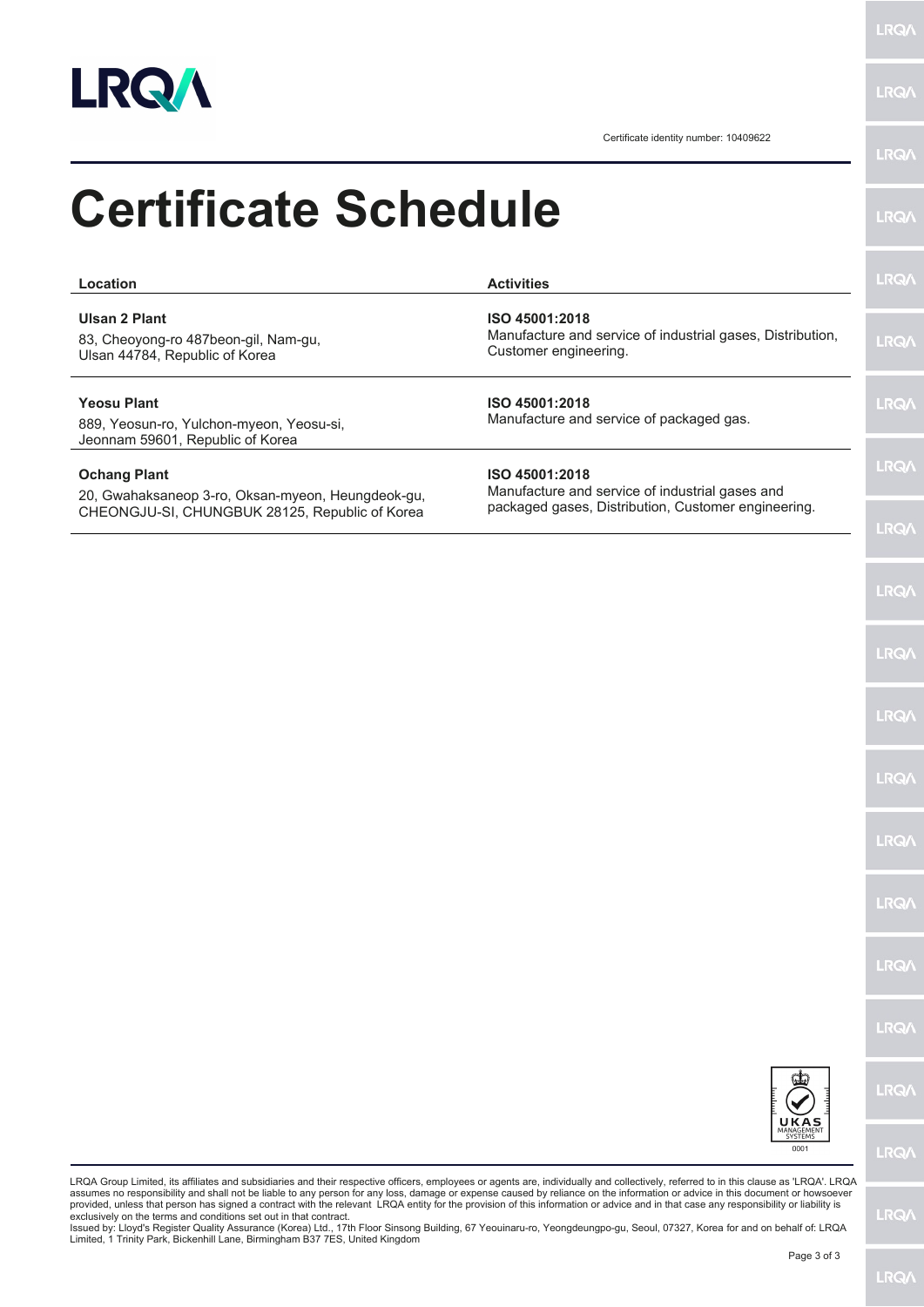Certificate identity number: 10409622

# Certificate Schedule

| Location | Activities |
| --- | --- |
| **Ulsan 2 Plant**<br>83, Cheoyong-ro 487beon-gil, Nam-gu, Ulsan 44784, Republic of Korea | **ISO 45001:2018**<br>Manufacture and service of industrial gases, Distribution, Customer engineering. |
| **Yeosu Plant**<br>889, Yeosun-ro, Yulchon-myeon, Yeosu-si, Jeonnam 59601, Republic of Korea | **ISO 45001:2018**<br>Manufacture and service of packaged gas. |
| **Ochang Plant**<br>20, Gwahaksaneop 3-ro, Oksan-myeon, Heungdeok-gu, CHEONGJU-SI, CHUNGBUK 28125, Republic of Korea | **ISO 45001:2018**<br>Manufacture and service of industrial gases and packaged gases, Distribution, Customer engineering. |

UKAS MANAGEMENT SYSTEMS 0001

LRQA Group Limited, its affiliates and subsidiaries and their respective officers, employees or agents are, individually and collectively, referred to in this clause as 'LRQA'. LRQA assumes no responsibility and shall not be liable to any person for any loss, damage or expense caused by reliance on the information or advice in this document or howsoever provided, unless that person has signed a contract with the relevant LRQA entity for the provision of this information or advice and in that case any responsibility or liability is exclusively on the terms and conditions set out in that contract.
Issued by: Lloyd's Register Quality Assurance (Korea) Ltd., 17th Floor Sinsong Building, 67 Yeouinaru-ro, Yeongdeungpo-gu, Seoul, 07327, Korea for and on behalf of: LRQA Limited, 1 Trinity Park, Bickenhill Lane, Birmingham B37 7ES, United Kingdom